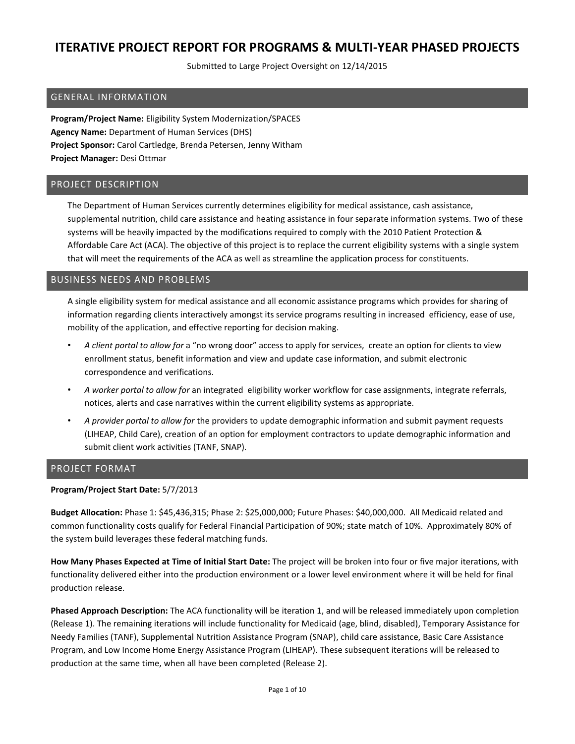# ITERATIVE PROJECT REPORT FOR PROGRAMS & MULTI-YEAR PHASED PROJECTS

Submitted to Large Project Oversight on 12/14/2015

## GENERAL INFORMATION

**Program/Project Name:** Eligibility System Modernization/SPACES
**Agency Name:** Department of Human Services (DHS)
**Project Sponsor:** Carol Cartledge, Brenda Petersen, Jenny Witham
**Project Manager:** Desi Ottmar

## PROJECT DESCRIPTION

The Department of Human Services currently determines eligibility for medical assistance, cash assistance, supplemental nutrition, child care assistance and heating assistance in four separate information systems. Two of these systems will be heavily impacted by the modifications required to comply with the 2010 Patient Protection & Affordable Care Act (ACA). The objective of this project is to replace the current eligibility systems with a single system that will meet the requirements of the ACA as well as streamline the application process for constituents.

## BUSINESS NEEDS AND PROBLEMS

A single eligibility system for medical assistance and all economic assistance programs which provides for sharing of information regarding clients interactively amongst its service programs resulting in increased efficiency, ease of use, mobility of the application, and effective reporting for decision making.

- *A client portal to allow for* a "no wrong door" access to apply for services, create an option for clients to view enrollment status, benefit information and view and update case information, and submit electronic correspondence and verifications.
- *A worker portal to allow for* an integrated eligibility worker workflow for case assignments, integrate referrals, notices, alerts and case narratives within the current eligibility systems as appropriate.
- *A provider portal to allow for* the providers to update demographic information and submit payment requests (LIHEAP, Child Care), creation of an option for employment contractors to update demographic information and submit client work activities (TANF, SNAP).

## PROJECT FORMAT

**Program/Project Start Date:** 5/7/2013

**Budget Allocation:** Phase 1: $45,436,315; Phase 2: $25,000,000; Future Phases: $40,000,000. All Medicaid related and common functionality costs qualify for Federal Financial Participation of 90%; state match of 10%. Approximately 80% of the system build leverages these federal matching funds.

**How Many Phases Expected at Time of Initial Start Date:** The project will be broken into four or five major iterations, with functionality delivered either into the production environment or a lower level environment where it will be held for final production release.

**Phased Approach Description:** The ACA functionality will be iteration 1, and will be released immediately upon completion (Release 1). The remaining iterations will include functionality for Medicaid (age, blind, disabled), Temporary Assistance for Needy Families (TANF), Supplemental Nutrition Assistance Program (SNAP), child care assistance, Basic Care Assistance Program, and Low Income Home Energy Assistance Program (LIHEAP). These subsequent iterations will be released to production at the same time, when all have been completed (Release 2).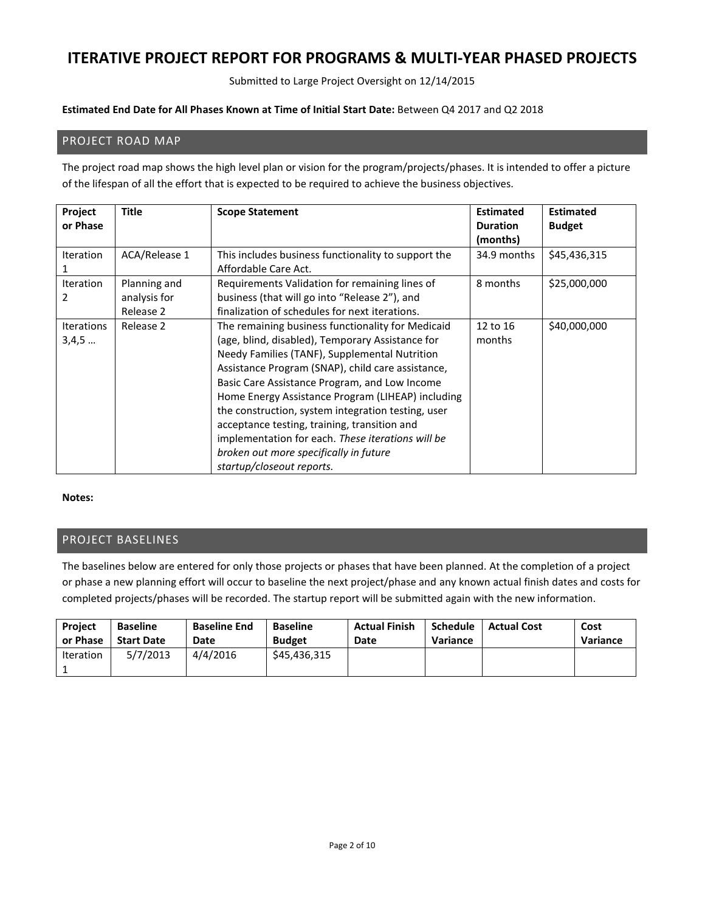# ITERATIVE PROJECT REPORT FOR PROGRAMS & MULTI-YEAR PHASED PROJECTS

Submitted to Large Project Oversight on 12/14/2015

**Estimated End Date for All Phases Known at Time of Initial Start Date:** Between Q4 2017 and Q2 2018

## PROJECT ROAD MAP

The project road map shows the high level plan or vision for the program/projects/phases. It is intended to offer a picture of the lifespan of all the effort that is expected to be required to achieve the business objectives.

| Project or Phase | Title | Scope Statement | Estimated Duration (months) | Estimated Budget |
|---|---|---|---|---|
| Iteration 1 | ACA/Release 1 | This includes business functionality to support the Affordable Care Act. | 34.9 months | $45,436,315 |
| Iteration 2 | Planning and analysis for Release 2 | Requirements Validation for remaining lines of business (that will go into "Release 2"), and finalization of schedules for next iterations. | 8 months | $25,000,000 |
| Iterations 3,4,5 … | Release 2 | The remaining business functionality for Medicaid (age, blind, disabled), Temporary Assistance for Needy Families (TANF), Supplemental Nutrition Assistance Program (SNAP), child care assistance, Basic Care Assistance Program, and Low Income Home Energy Assistance Program (LIHEAP) including the construction, system integration testing, user acceptance testing, training, transition and implementation for each. *These iterations will be broken out more specifically in future startup/closeout reports.* | 12 to 16 months | $40,000,000 |

**Notes:**

## PROJECT BASELINES

The baselines below are entered for only those projects or phases that have been planned. At the completion of a project or phase a new planning effort will occur to baseline the next project/phase and any known actual finish dates and costs for completed projects/phases will be recorded. The startup report will be submitted again with the new information.

| Project or Phase | Baseline Start Date | Baseline End Date | Baseline Budget | Actual Finish Date | Schedule Variance | Actual Cost | Cost Variance |
|---|---|---|---|---|---|---|---|
| Iteration 1 | 5/7/2013 | 4/4/2016 | $45,436,315 | | | | |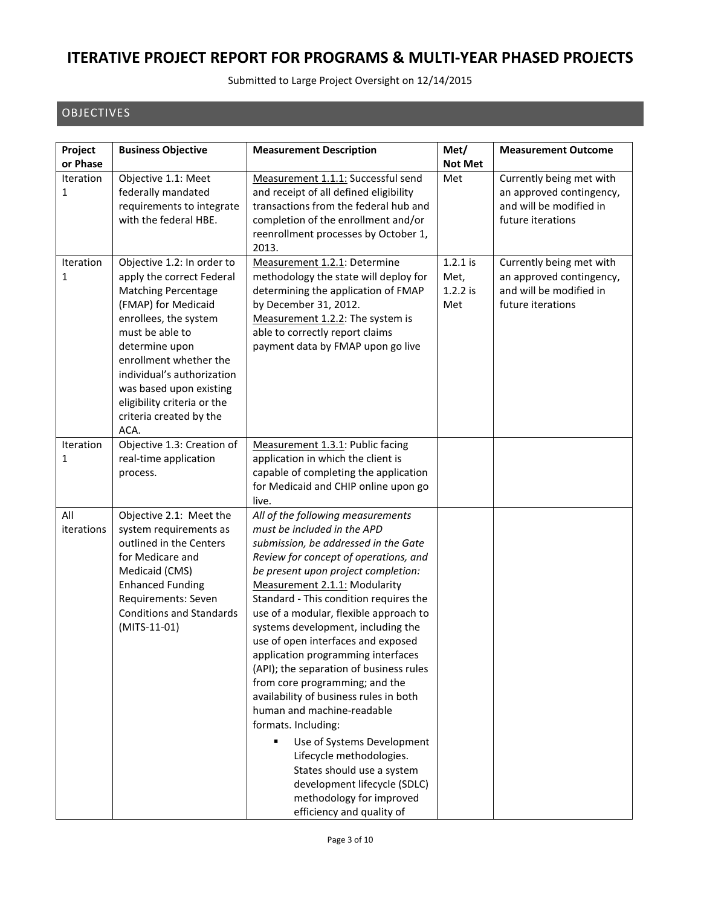# ITERATIVE PROJECT REPORT FOR PROGRAMS & MULTI-YEAR PHASED PROJECTS

Submitted to Large Project Oversight on 12/14/2015

## OBJECTIVES

| Project or Phase | Business Objective | Measurement Description | Met/ Not Met | Measurement Outcome |
|---|---|---|---|---|
| Iteration 1 | Objective 1.1: Meet federally mandated requirements to integrate with the federal HBE. | Measurement 1.1.1: Successful send and receipt of all defined eligibility transactions from the federal hub and completion of the enrollment and/or reenrollment processes by October 1, 2013. | Met | Currently being met with an approved contingency, and will be modified in future iterations |
| Iteration 1 | Objective 1.2: In order to apply the correct Federal Matching Percentage (FMAP) for Medicaid enrollees, the system must be able to determine upon enrollment whether the individual's authorization was based upon existing eligibility criteria or the criteria created by the ACA. | Measurement 1.2.1: Determine methodology the state will deploy for determining the application of FMAP by December 31, 2012.<br>Measurement 1.2.2: The system is able to correctly report claims payment data by FMAP upon go live | 1.2.1 is Met, 1.2.2 is Met | Currently being met with an approved contingency, and will be modified in future iterations |
| Iteration 1 | Objective 1.3: Creation of real-time application process. | Measurement 1.3.1: Public facing application in which the client is capable of completing the application for Medicaid and CHIP online upon go live. | | |
| All iterations | Objective 2.1: Meet the system requirements as outlined in the Centers for Medicare and Medicaid (CMS) Enhanced Funding Requirements: Seven Conditions and Standards (MITS-11-01) | *All of the following measurements must be included in the APD submission, be addressed in the Gate Review for concept of operations, and be present upon project completion:*<br>Measurement 2.1.1: Modularity Standard - This condition requires the use of a modular, flexible approach to systems development, including the use of open interfaces and exposed application programming interfaces (API); the separation of business rules from core programming; and the availability of business rules in both human and machine-readable formats. Including:<br>▪ Use of Systems Development Lifecycle methodologies. States should use a system development lifecycle (SDLC) methodology for improved efficiency and quality of | | |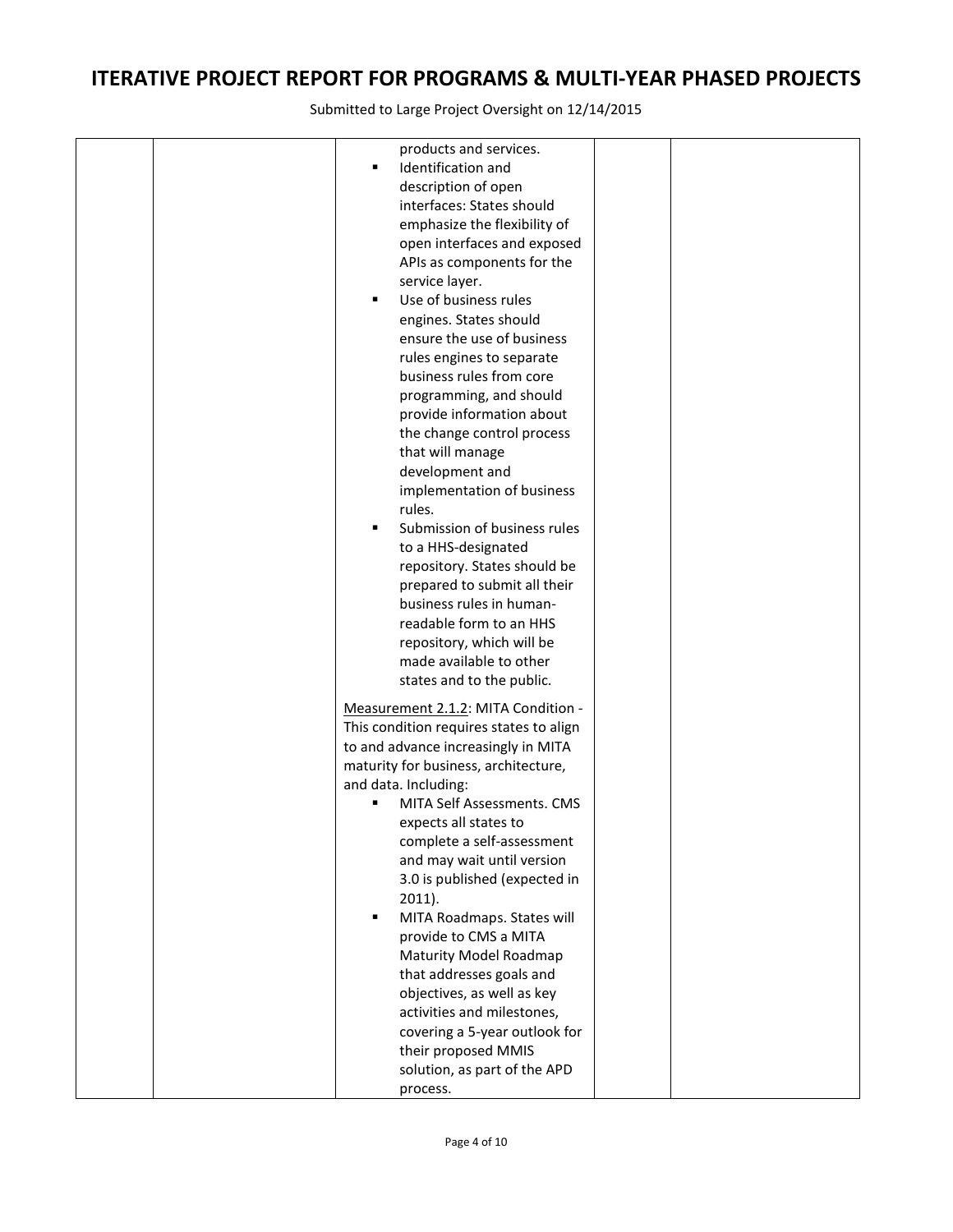# ITERATIVE PROJECT REPORT FOR PROGRAMS & MULTI-YEAR PHASED PROJECTS

Submitted to Large Project Oversight on 12/14/2015

| | | | | |
|---|---|---|---|---|
| | | products and services.<br>▪ Identification and description of open interfaces: States should emphasize the flexibility of open interfaces and exposed APIs as components for the service layer.<br>▪ Use of business rules engines. States should ensure the use of business rules engines to separate business rules from core programming, and should provide information about the change control process that will manage development and implementation of business rules.<br>▪ Submission of business rules to a HHS-designated repository. States should be prepared to submit all their business rules in human-readable form to an HHS repository, which will be made available to other states and to the public.<br><br><u>Measurement 2.1.2</u>: MITA Condition - This condition requires states to align to and advance increasingly in MITA maturity for business, architecture, and data. Including:<br>▪ MITA Self Assessments. CMS expects all states to complete a self-assessment and may wait until version 3.0 is published (expected in 2011).<br>▪ MITA Roadmaps. States will provide to CMS a MITA Maturity Model Roadmap that addresses goals and objectives, as well as key activities and milestones, covering a 5-year outlook for their proposed MMIS solution, as part of the APD process. | | |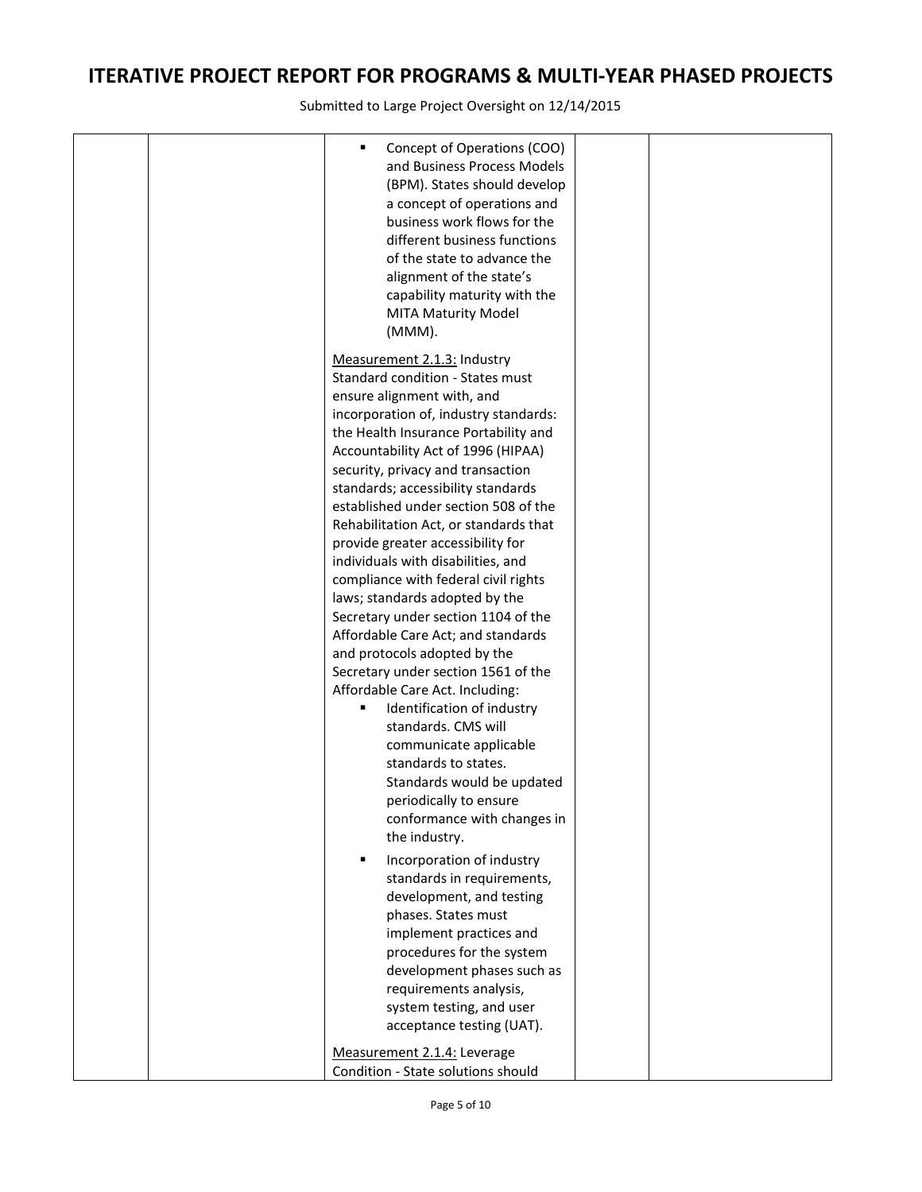| | | ▪ Concept of Operations (COO) and Business Process Models (BPM). States should develop a concept of operations and business work flows for the different business functions of the state to advance the alignment of the state's capability maturity with the MITA Maturity Model (MMM).<br><br>Measurement 2.1.3: Industry Standard condition - States must ensure alignment with, and incorporation of, industry standards: the Health Insurance Portability and Accountability Act of 1996 (HIPAA) security, privacy and transaction standards; accessibility standards established under section 508 of the Rehabilitation Act, or standards that provide greater accessibility for individuals with disabilities, and compliance with federal civil rights laws; standards adopted by the Secretary under section 1104 of the Affordable Care Act; and standards and protocols adopted by the Secretary under section 1561 of the Affordable Care Act. Including:<br>▪ Identification of industry standards. CMS will communicate applicable standards to states. Standards would be updated periodically to ensure conformance with changes in the industry.<br>▪ Incorporation of industry standards in requirements, development, and testing phases. States must implement practices and procedures for the system development phases such as requirements analysis, system testing, and user acceptance testing (UAT).<br><br>Measurement 2.1.4: Leverage Condition - State solutions should | | |
|---|---|---|---|---|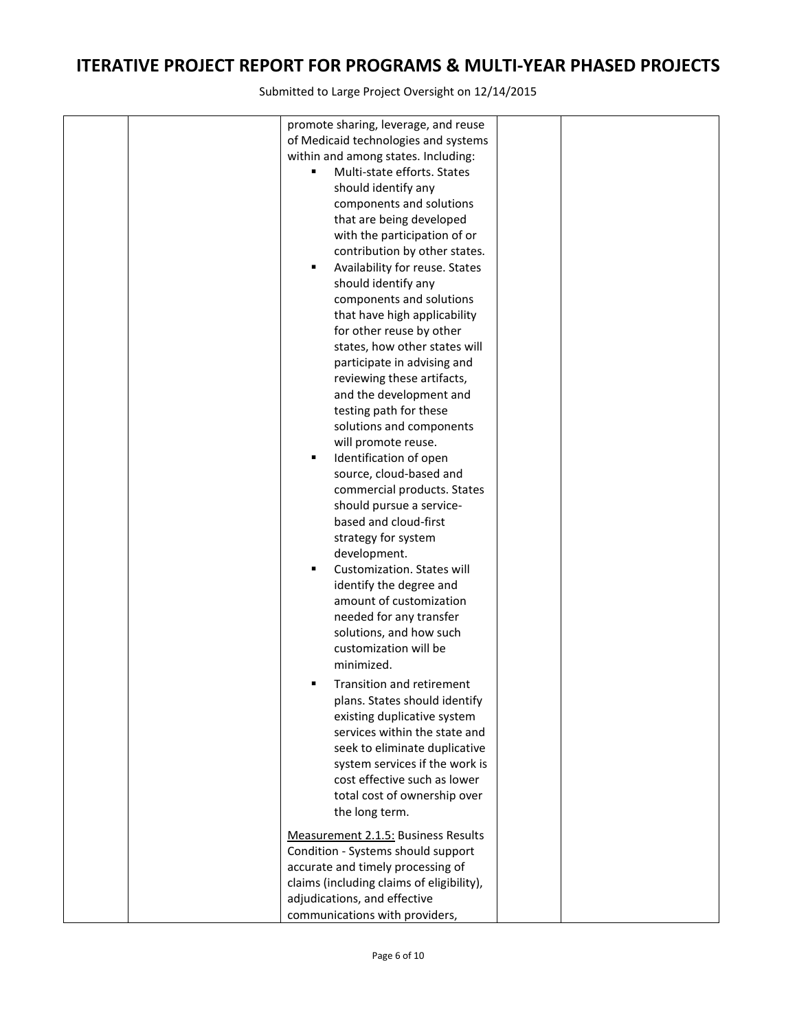# ITERATIVE PROJECT REPORT FOR PROGRAMS & MULTI-YEAR PHASED PROJECTS

Submitted to Large Project Oversight on 12/14/2015

| | | | | |
|---|---|---|---|---|
| | | promote sharing, leverage, and reuse of Medicaid technologies and systems within and among states. Including:<br>▪ Multi-state efforts. States should identify any components and solutions that are being developed with the participation of or contribution by other states.<br>▪ Availability for reuse. States should identify any components and solutions that have high applicability for other reuse by other states, how other states will participate in advising and reviewing these artifacts, and the development and testing path for these solutions and components will promote reuse.<br>▪ Identification of open source, cloud-based and commercial products. States should pursue a service-based and cloud-first strategy for system development.<br>▪ Customization. States will identify the degree and amount of customization needed for any transfer solutions, and how such customization will be minimized.<br>▪ Transition and retirement plans. States should identify existing duplicative system services within the state and seek to eliminate duplicative system services if the work is cost effective such as lower total cost of ownership over the long term.<br><br><u>Measurement 2.1.5:</u> Business Results Condition - Systems should support accurate and timely processing of claims (including claims of eligibility), adjudications, and effective communications with providers, | | |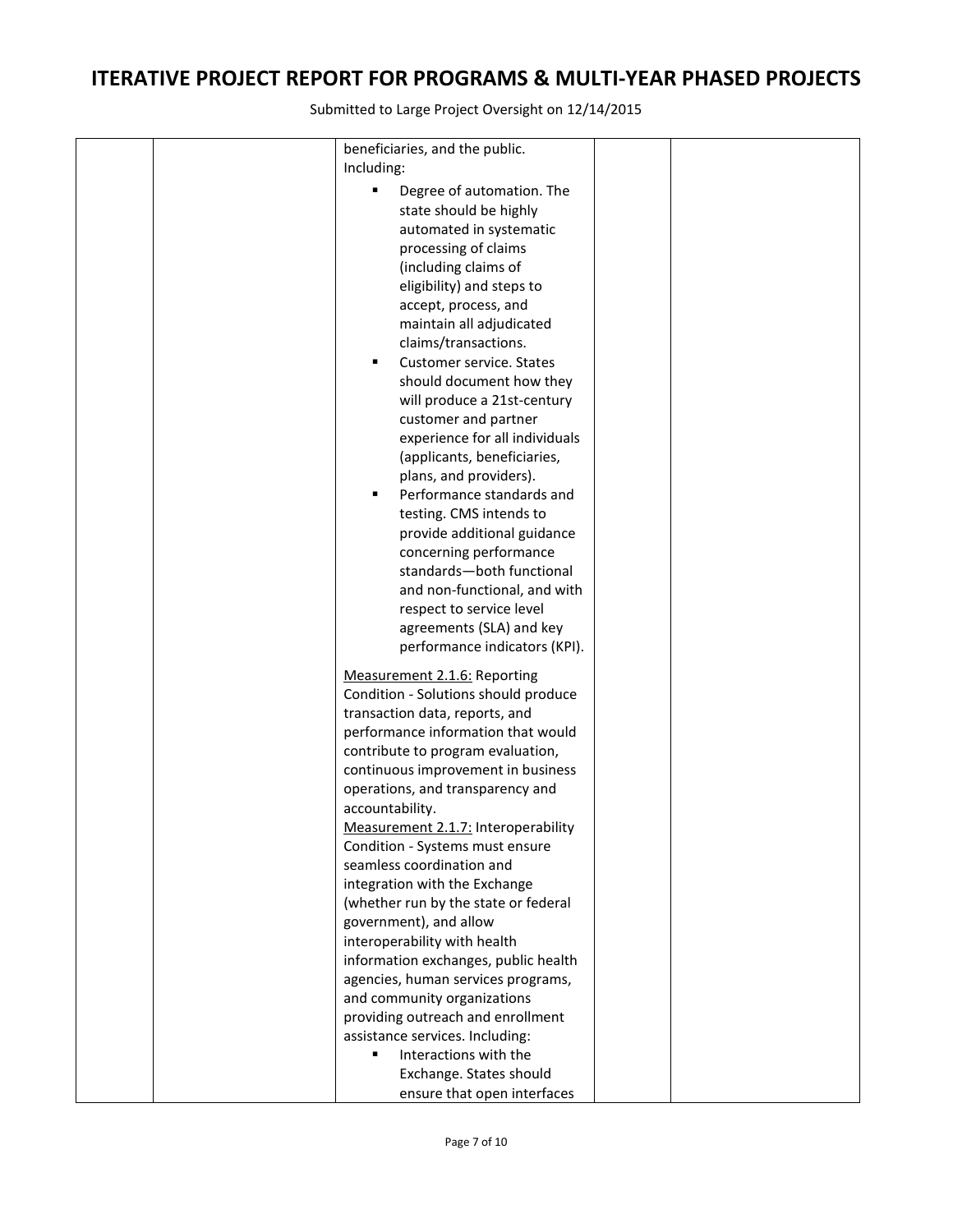# ITERATIVE PROJECT REPORT FOR PROGRAMS & MULTI-YEAR PHASED PROJECTS

Submitted to Large Project Oversight on 12/14/2015

| | | | | |
|---|---|---|---|---|
| | | beneficiaries, and the public. Including:<br>▪ Degree of automation. The state should be highly automated in systematic processing of claims (including claims of eligibility) and steps to accept, process, and maintain all adjudicated claims/transactions.<br>▪ Customer service. States should document how they will produce a 21st-century customer and partner experience for all individuals (applicants, beneficiaries, plans, and providers).<br>▪ Performance standards and testing. CMS intends to provide additional guidance concerning performance standards—both functional and non-functional, and with respect to service level agreements (SLA) and key performance indicators (KPI).<br><br><u>Measurement 2.1.6:</u> Reporting Condition - Solutions should produce transaction data, reports, and performance information that would contribute to program evaluation, continuous improvement in business operations, and transparency and accountability.<br><u>Measurement 2.1.7:</u> Interoperability Condition - Systems must ensure seamless coordination and integration with the Exchange (whether run by the state or federal government), and allow interoperability with health information exchanges, public health agencies, human services programs, and community organizations providing outreach and enrollment assistance services. Including:<br>▪ Interactions with the Exchange. States should ensure that open interfaces | | |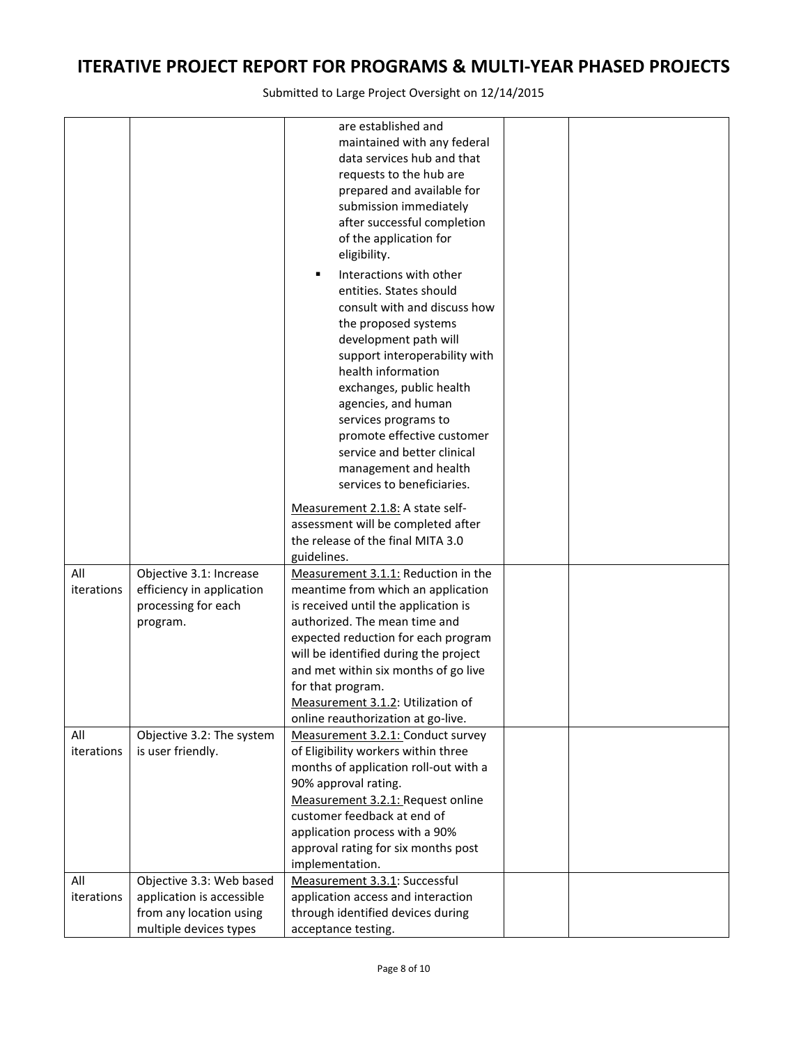# ITERATIVE PROJECT REPORT FOR PROGRAMS & MULTI-YEAR PHASED PROJECTS

Submitted to Large Project Oversight on 12/14/2015

| | | | | |
|---|---|---|---|---|
| | | are established and maintained with any federal data services hub and that requests to the hub are prepared and available for submission immediately after successful completion of the application for eligibility.<br>▪ Interactions with other entities. States should consult with and discuss how the proposed systems development path will support interoperability with health information exchanges, public health agencies, and human services programs to promote effective customer service and better clinical management and health services to beneficiaries.<br><br>Measurement 2.1.8: A state self-assessment will be completed after the release of the final MITA 3.0 guidelines. | | |
| All iterations | Objective 3.1: Increase efficiency in application processing for each program. | Measurement 3.1.1: Reduction in the meantime from which an application is received until the application is authorized. The mean time and expected reduction for each program will be identified during the project and met within six months of go live for that program.<br>Measurement 3.1.2: Utilization of online reauthorization at go-live. | | |
| All iterations | Objective 3.2: The system is user friendly. | Measurement 3.2.1: Conduct survey of Eligibility workers within three months of application roll-out with a 90% approval rating.<br>Measurement 3.2.1: Request online customer feedback at end of application process with a 90% approval rating for six months post implementation. | | |
| All iterations | Objective 3.3: Web based application is accessible from any location using multiple devices types | Measurement 3.3.1: Successful application access and interaction through identified devices during acceptance testing. | | |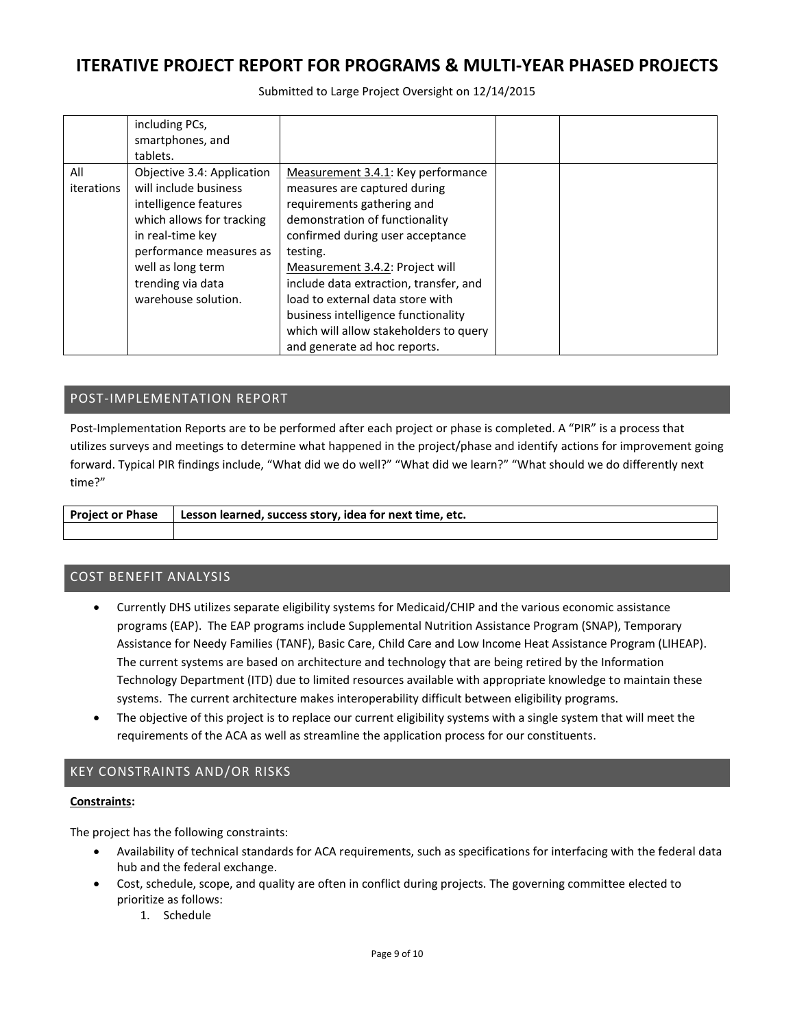|  | including PCs, smartphones, and tablets. |  |  |  |
| --- | --- | --- | --- | --- |
| All iterations | Objective 3.4: Application will include business intelligence features which allows for tracking in real-time key performance measures as well as long term trending via data warehouse solution. | Measurement 3.4.1: Key performance measures are captured during requirements gathering and demonstration of functionality confirmed during user acceptance testing.<br>Measurement 3.4.2: Project will include data extraction, transfer, and load to external data store with business intelligence functionality which will allow stakeholders to query and generate ad hoc reports. |  |  |

## POST-IMPLEMENTATION REPORT

Post-Implementation Reports are to be performed after each project or phase is completed. A "PIR" is a process that utilizes surveys and meetings to determine what happened in the project/phase and identify actions for improvement going forward. Typical PIR findings include, "What did we do well?" "What did we learn?" "What should we do differently next time?"

| Project or Phase | Lesson learned, success story, idea for next time, etc. |
| --- | --- |
|  |  |

## COST BENEFIT ANALYSIS

- Currently DHS utilizes separate eligibility systems for Medicaid/CHIP and the various economic assistance programs (EAP). The EAP programs include Supplemental Nutrition Assistance Program (SNAP), Temporary Assistance for Needy Families (TANF), Basic Care, Child Care and Low Income Heat Assistance Program (LIHEAP). The current systems are based on architecture and technology that are being retired by the Information Technology Department (ITD) due to limited resources available with appropriate knowledge to maintain these systems. The current architecture makes interoperability difficult between eligibility programs.
- The objective of this project is to replace our current eligibility systems with a single system that will meet the requirements of the ACA as well as streamline the application process for our constituents.

## KEY CONSTRAINTS AND/OR RISKS

**Constraints:**

The project has the following constraints:

- Availability of technical standards for ACA requirements, such as specifications for interfacing with the federal data hub and the federal exchange.
- Cost, schedule, scope, and quality are often in conflict during projects. The governing committee elected to prioritize as follows:
    1. Schedule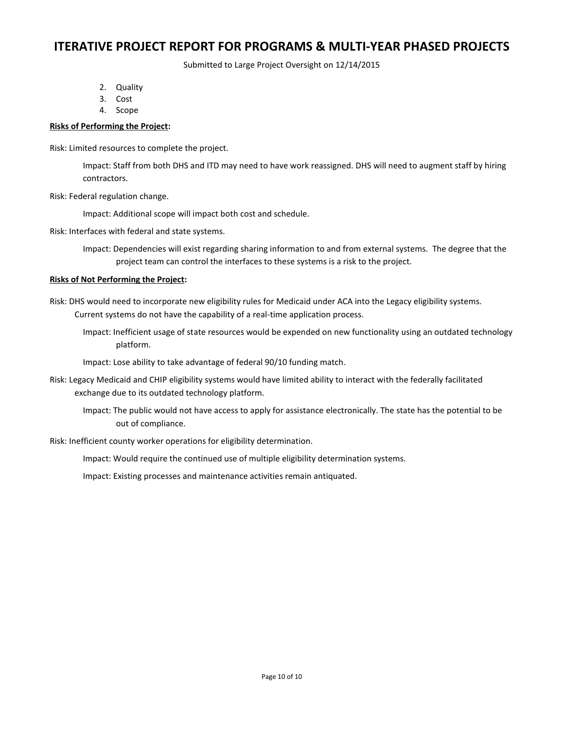2. Quality
3. Cost
4. Scope

**Risks of Performing the Project:**

Risk: Limited resources to complete the project.

Impact: Staff from both DHS and ITD may need to have work reassigned. DHS will need to augment staff by hiring contractors.

Risk: Federal regulation change.

Impact: Additional scope will impact both cost and schedule.

Risk: Interfaces with federal and state systems.

Impact: Dependencies will exist regarding sharing information to and from external systems. The degree that the project team can control the interfaces to these systems is a risk to the project.

**Risks of Not Performing the Project:**

Risk: DHS would need to incorporate new eligibility rules for Medicaid under ACA into the Legacy eligibility systems. Current systems do not have the capability of a real-time application process.

Impact: Inefficient usage of state resources would be expended on new functionality using an outdated technology platform.

Impact: Lose ability to take advantage of federal 90/10 funding match.

Risk: Legacy Medicaid and CHIP eligibility systems would have limited ability to interact with the federally facilitated exchange due to its outdated technology platform.

Impact: The public would not have access to apply for assistance electronically. The state has the potential to be out of compliance.

Risk: Inefficient county worker operations for eligibility determination.

Impact: Would require the continued use of multiple eligibility determination systems.

Impact: Existing processes and maintenance activities remain antiquated.